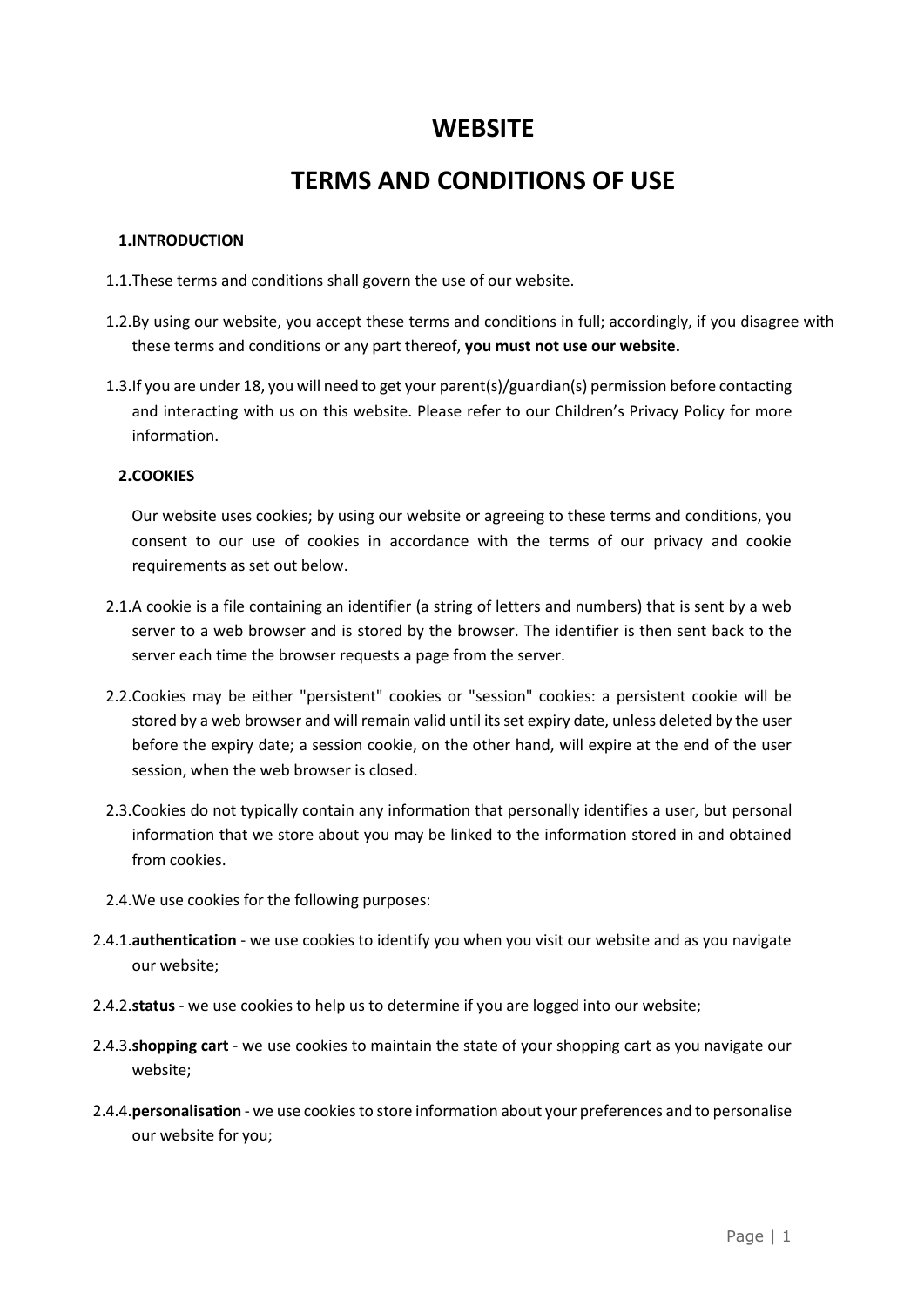# WEBSITE

# TERMS AND CONDITIONS OF USE

## 1. INTRODUCTION

1.1. These terms and conditions shall govern the use of our website.

1.2. By using our website, you accept these terms and conditions in full; accordingly, if you disagree with these terms and conditions or any part thereof, **you must not use our website.**

1.3. If you are under 18, you will need to get your parent(s)/guardian(s) permission before contacting and interacting with us on this website. Please refer to our Children's Privacy Policy for more information.

## 2. COOKIES

Our website uses cookies; by using our website or agreeing to these terms and conditions, you consent to our use of cookies in accordance with the terms of our privacy and cookie requirements as set out below.

2.1. A cookie is a file containing an identifier (a string of letters and numbers) that is sent by a web server to a web browser and is stored by the browser. The identifier is then sent back to the server each time the browser requests a page from the server.

2.2. Cookies may be either "persistent" cookies or "session" cookies: a persistent cookie will be stored by a web browser and will remain valid until its set expiry date, unless deleted by the user before the expiry date; a session cookie, on the other hand, will expire at the end of the user session, when the web browser is closed.

2.3. Cookies do not typically contain any information that personally identifies a user, but personal information that we store about you may be linked to the information stored in and obtained from cookies.

2.4. We use cookies for the following purposes:

2.4.1. **authentication** - we use cookies to identify you when you visit our website and as you navigate our website;

2.4.2. **status** - we use cookies to help us to determine if you are logged into our website;

2.4.3. **shopping cart** - we use cookies to maintain the state of your shopping cart as you navigate our website;

2.4.4. **personalisation** - we use cookies to store information about your preferences and to personalise our website for you;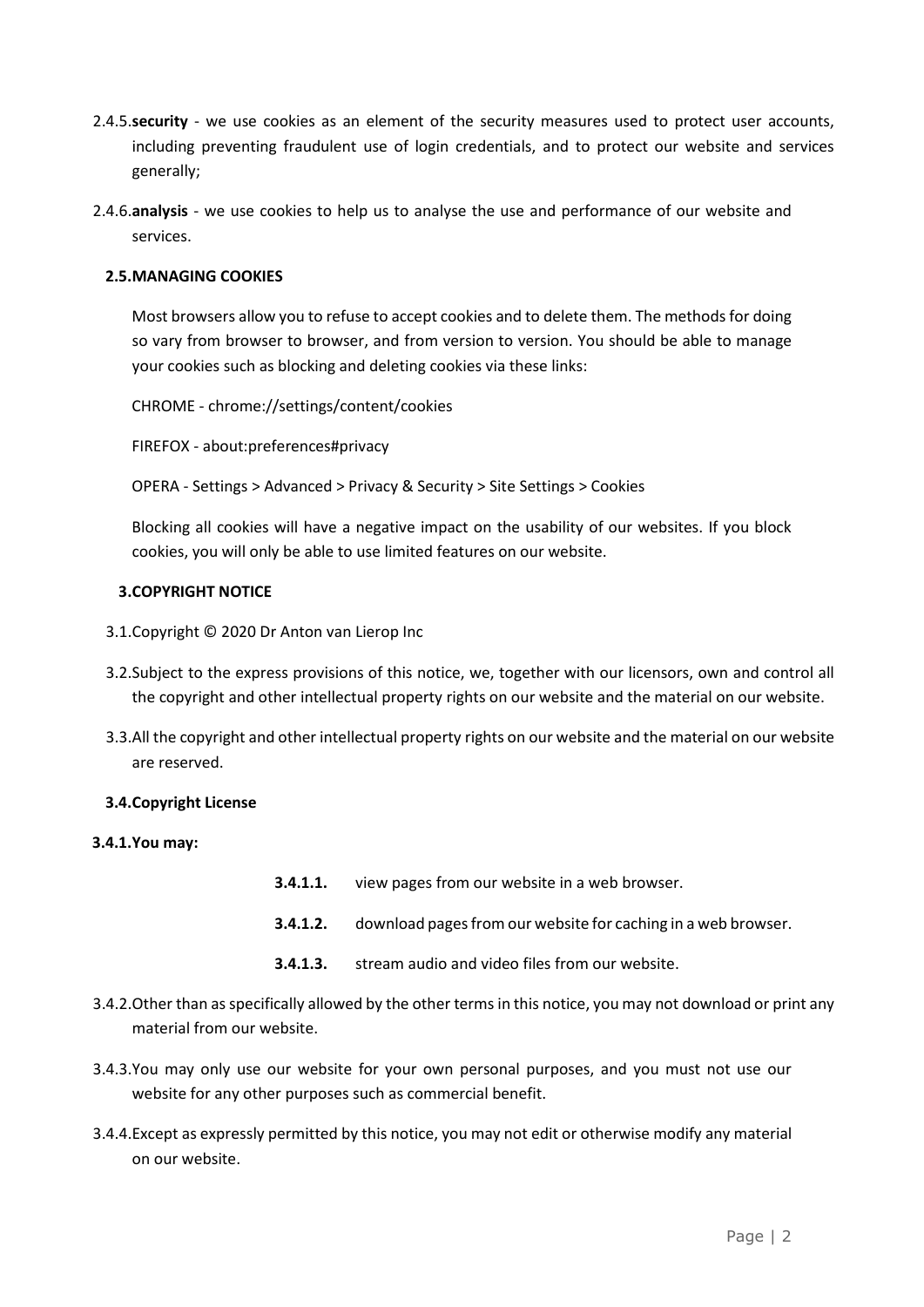2.4.5. **security** - we use cookies as an element of the security measures used to protect user accounts, including preventing fraudulent use of login credentials, and to protect our website and services generally;

2.4.6. **analysis** - we use cookies to help us to analyse the use and performance of our website and services.

**2.5. MANAGING COOKIES**

Most browsers allow you to refuse to accept cookies and to delete them. The methods for doing so vary from browser to browser, and from version to version. You should be able to manage your cookies such as blocking and deleting cookies via these links:

CHROME - chrome://settings/content/cookies

FIREFOX - about:preferences#privacy

OPERA - Settings > Advanced > Privacy & Security > Site Settings > Cookies

Blocking all cookies will have a negative impact on the usability of our websites. If you block cookies, you will only be able to use limited features on our website.

**3. COPYRIGHT NOTICE**

3.1. Copyright © 2020 Dr Anton van Lierop Inc

3.2. Subject to the express provisions of this notice, we, together with our licensors, own and control all the copyright and other intellectual property rights on our website and the material on our website.

3.3. All the copyright and other intellectual property rights on our website and the material on our website are reserved.

**3.4. Copyright License**

**3.4.1. You may:**

**3.4.1.1.** view pages from our website in a web browser.

**3.4.1.2.** download pages from our website for caching in a web browser.

**3.4.1.3.** stream audio and video files from our website.

3.4.2. Other than as specifically allowed by the other terms in this notice, you may not download or print any material from our website.

3.4.3. You may only use our website for your own personal purposes, and you must not use our website for any other purposes such as commercial benefit.

3.4.4. Except as expressly permitted by this notice, you may not edit or otherwise modify any material on our website.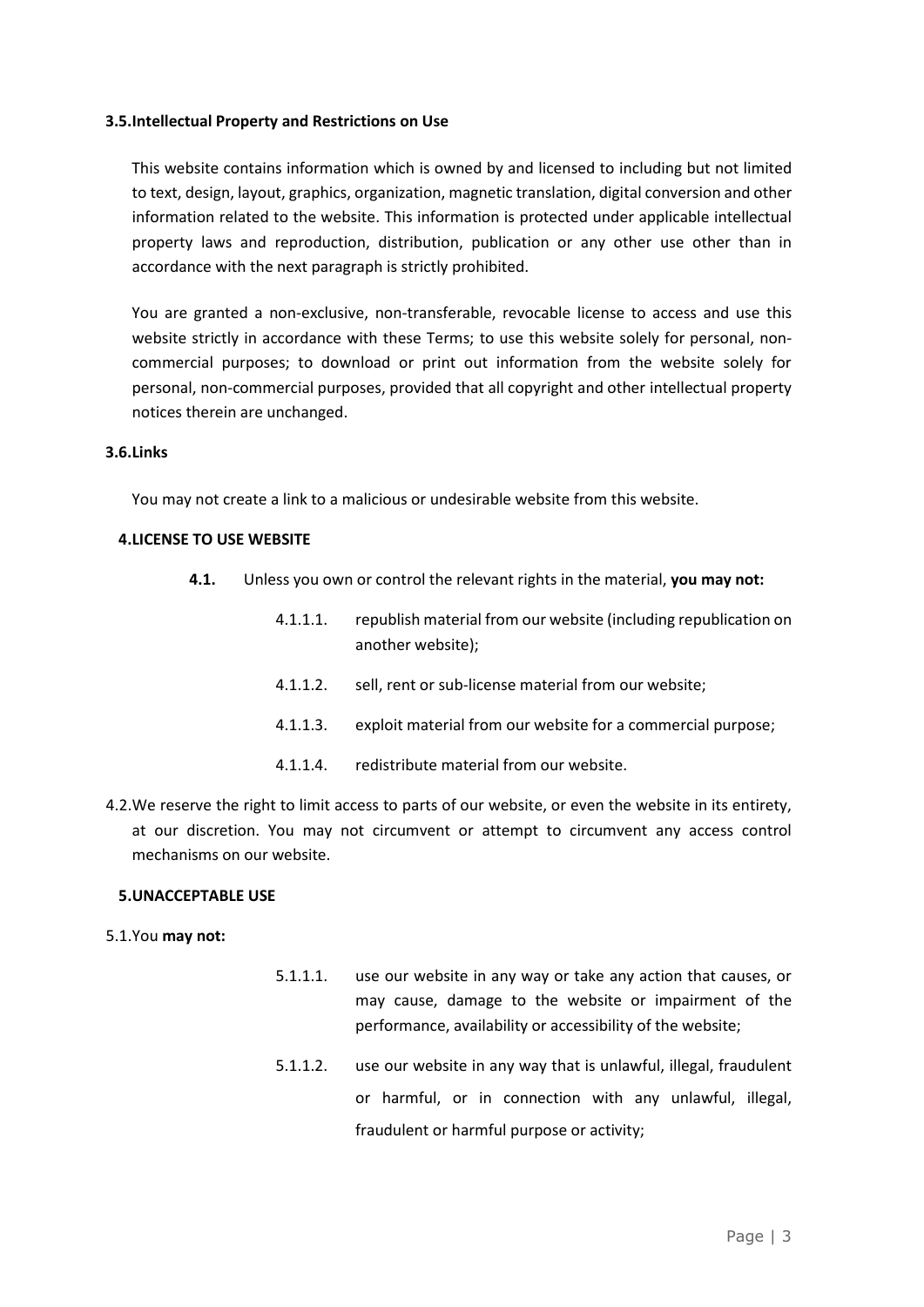**3.5.Intellectual Property and Restrictions on Use**

This website contains information which is owned by and licensed to including but not limited to text, design, layout, graphics, organization, magnetic translation, digital conversion and other information related to the website. This information is protected under applicable intellectual property laws and reproduction, distribution, publication or any other use other than in accordance with the next paragraph is strictly prohibited.

You are granted a non-exclusive, non-transferable, revocable license to access and use this website strictly in accordance with these Terms; to use this website solely for personal, non-commercial purposes; to download or print out information from the website solely for personal, non-commercial purposes, provided that all copyright and other intellectual property notices therein are unchanged.

**3.6.Links**

You may not create a link to a malicious or undesirable website from this website.

## 4.LICENSE TO USE WEBSITE

**4.1.** Unless you own or control the relevant rights in the material, **you may not:**

- 4.1.1.1. republish material from our website (including republication on another website);
- 4.1.1.2. sell, rent or sub-license material from our website;
- 4.1.1.3. exploit material from our website for a commercial purpose;
- 4.1.1.4. redistribute material from our website.

4.2.We reserve the right to limit access to parts of our website, or even the website in its entirety, at our discretion. You may not circumvent or attempt to circumvent any access control mechanisms on our website.

## 5.UNACCEPTABLE USE

5.1.You **may not:**

- 5.1.1.1. use our website in any way or take any action that causes, or may cause, damage to the website or impairment of the performance, availability or accessibility of the website;
- 5.1.1.2. use our website in any way that is unlawful, illegal, fraudulent or harmful, or in connection with any unlawful, illegal, fraudulent or harmful purpose or activity;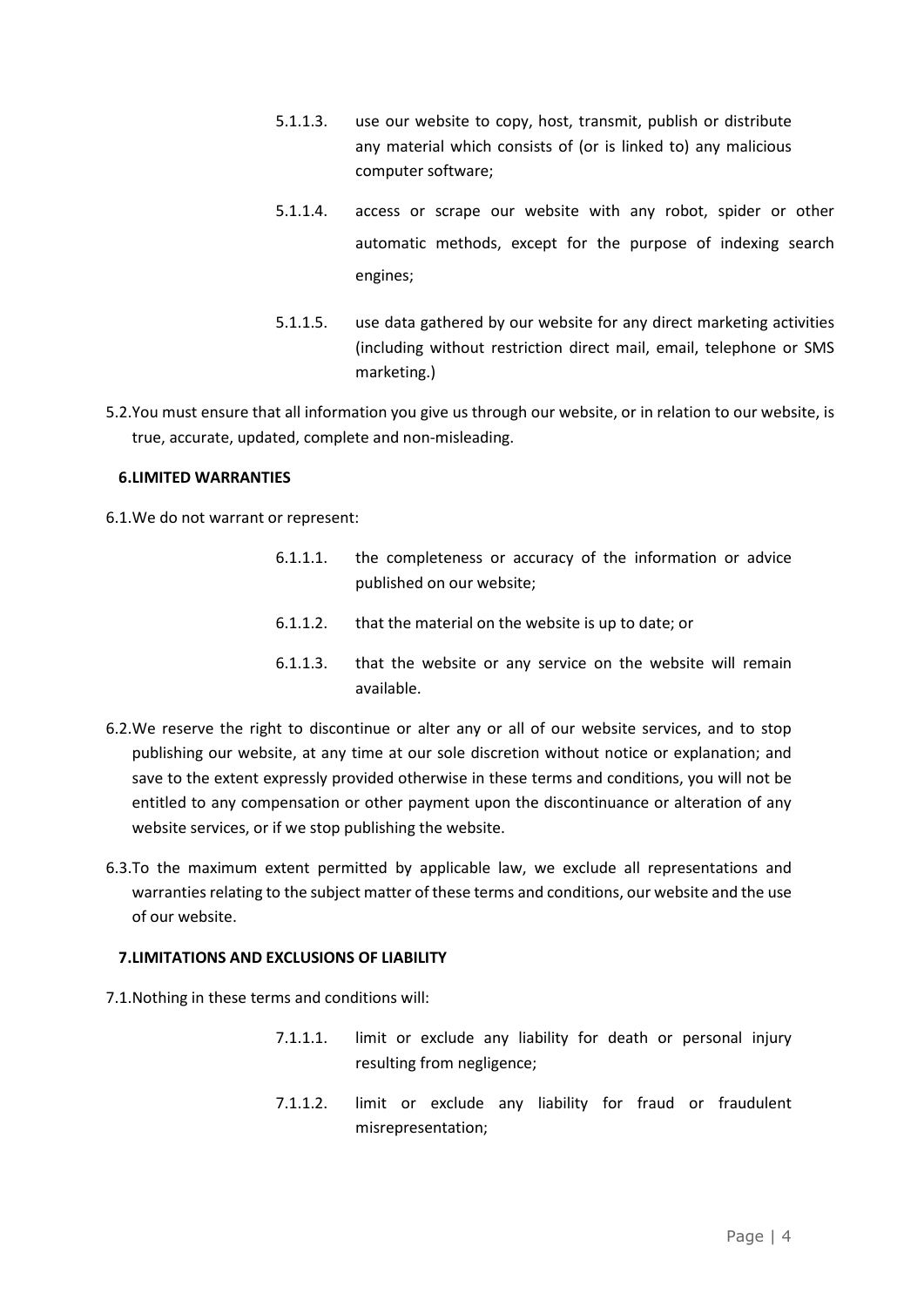5.1.1.3. use our website to copy, host, transmit, publish or distribute any material which consists of (or is linked to) any malicious computer software;

5.1.1.4. access or scrape our website with any robot, spider or other automatic methods, except for the purpose of indexing search engines;

5.1.1.5. use data gathered by our website for any direct marketing activities (including without restriction direct mail, email, telephone or SMS marketing.)

5.2. You must ensure that all information you give us through our website, or in relation to our website, is true, accurate, updated, complete and non-misleading.

**6. LIMITED WARRANTIES**

6.1. We do not warrant or represent:

6.1.1.1. the completeness or accuracy of the information or advice published on our website;

6.1.1.2. that the material on the website is up to date; or

6.1.1.3. that the website or any service on the website will remain available.

6.2. We reserve the right to discontinue or alter any or all of our website services, and to stop publishing our website, at any time at our sole discretion without notice or explanation; and save to the extent expressly provided otherwise in these terms and conditions, you will not be entitled to any compensation or other payment upon the discontinuance or alteration of any website services, or if we stop publishing the website.

6.3. To the maximum extent permitted by applicable law, we exclude all representations and warranties relating to the subject matter of these terms and conditions, our website and the use of our website.

**7. LIMITATIONS AND EXCLUSIONS OF LIABILITY**

7.1. Nothing in these terms and conditions will:

7.1.1.1. limit or exclude any liability for death or personal injury resulting from negligence;

7.1.1.2. limit or exclude any liability for fraud or fraudulent misrepresentation;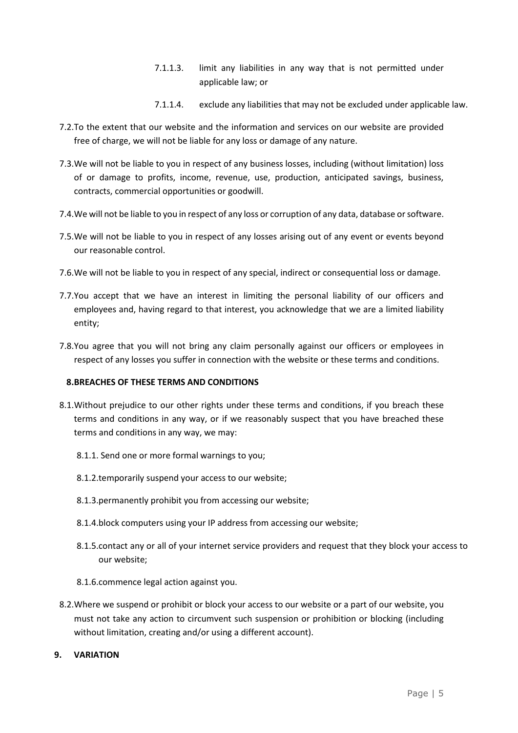7.1.1.3. limit any liabilities in any way that is not permitted under applicable law; or

7.1.1.4. exclude any liabilities that may not be excluded under applicable law.

7.2. To the extent that our website and the information and services on our website are provided free of charge, we will not be liable for any loss or damage of any nature.

7.3. We will not be liable to you in respect of any business losses, including (without limitation) loss of or damage to profits, income, revenue, use, production, anticipated savings, business, contracts, commercial opportunities or goodwill.

7.4. We will not be liable to you in respect of any loss or corruption of any data, database or software.

7.5. We will not be liable to you in respect of any losses arising out of any event or events beyond our reasonable control.

7.6. We will not be liable to you in respect of any special, indirect or consequential loss or damage.

7.7. You accept that we have an interest in limiting the personal liability of our officers and employees and, having regard to that interest, you acknowledge that we are a limited liability entity;

7.8. You agree that you will not bring any claim personally against our officers or employees in respect of any losses you suffer in connection with the website or these terms and conditions.

## 8. BREACHES OF THESE TERMS AND CONDITIONS

8.1. Without prejudice to our other rights under these terms and conditions, if you breach these terms and conditions in any way, or if we reasonably suspect that you have breached these terms and conditions in any way, we may:

8.1.1. Send one or more formal warnings to you;

8.1.2. temporarily suspend your access to our website;

8.1.3. permanently prohibit you from accessing our website;

8.1.4. block computers using your IP address from accessing our website;

8.1.5. contact any or all of your internet service providers and request that they block your access to our website;

8.1.6. commence legal action against you.

8.2. Where we suspend or prohibit or block your access to our website or a part of our website, you must not take any action to circumvent such suspension or prohibition or blocking (including without limitation, creating and/or using a different account).

## 9. VARIATION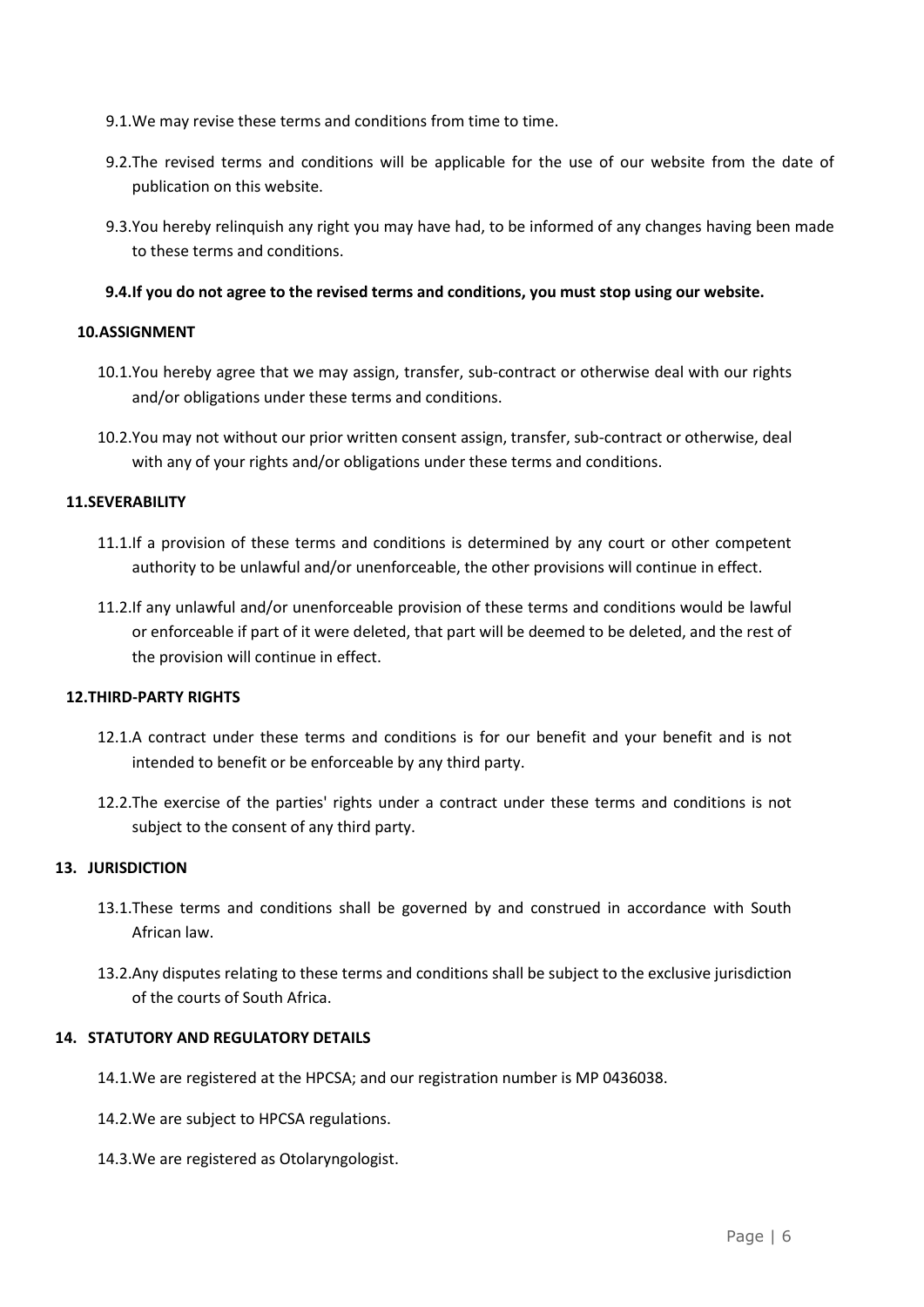9.1. We may revise these terms and conditions from time to time.

9.2. The revised terms and conditions will be applicable for the use of our website from the date of publication on this website.

9.3. You hereby relinquish any right you may have had, to be informed of any changes having been made to these terms and conditions.

**9.4. If you do not agree to the revised terms and conditions, you must stop using our website.**

## 10. ASSIGNMENT

10.1. You hereby agree that we may assign, transfer, sub-contract or otherwise deal with our rights and/or obligations under these terms and conditions.

10.2. You may not without our prior written consent assign, transfer, sub-contract or otherwise, deal with any of your rights and/or obligations under these terms and conditions.

## 11. SEVERABILITY

11.1. If a provision of these terms and conditions is determined by any court or other competent authority to be unlawful and/or unenforceable, the other provisions will continue in effect.

11.2. If any unlawful and/or unenforceable provision of these terms and conditions would be lawful or enforceable if part of it were deleted, that part will be deemed to be deleted, and the rest of the provision will continue in effect.

## 12. THIRD-PARTY RIGHTS

12.1. A contract under these terms and conditions is for our benefit and your benefit and is not intended to benefit or be enforceable by any third party.

12.2. The exercise of the parties' rights under a contract under these terms and conditions is not subject to the consent of any third party.

## 13. JURISDICTION

13.1. These terms and conditions shall be governed by and construed in accordance with South African law.

13.2. Any disputes relating to these terms and conditions shall be subject to the exclusive jurisdiction of the courts of South Africa.

## 14. STATUTORY AND REGULATORY DETAILS

14.1. We are registered at the HPCSA; and our registration number is MP 0436038.

14.2. We are subject to HPCSA regulations.

14.3. We are registered as Otolaryngologist.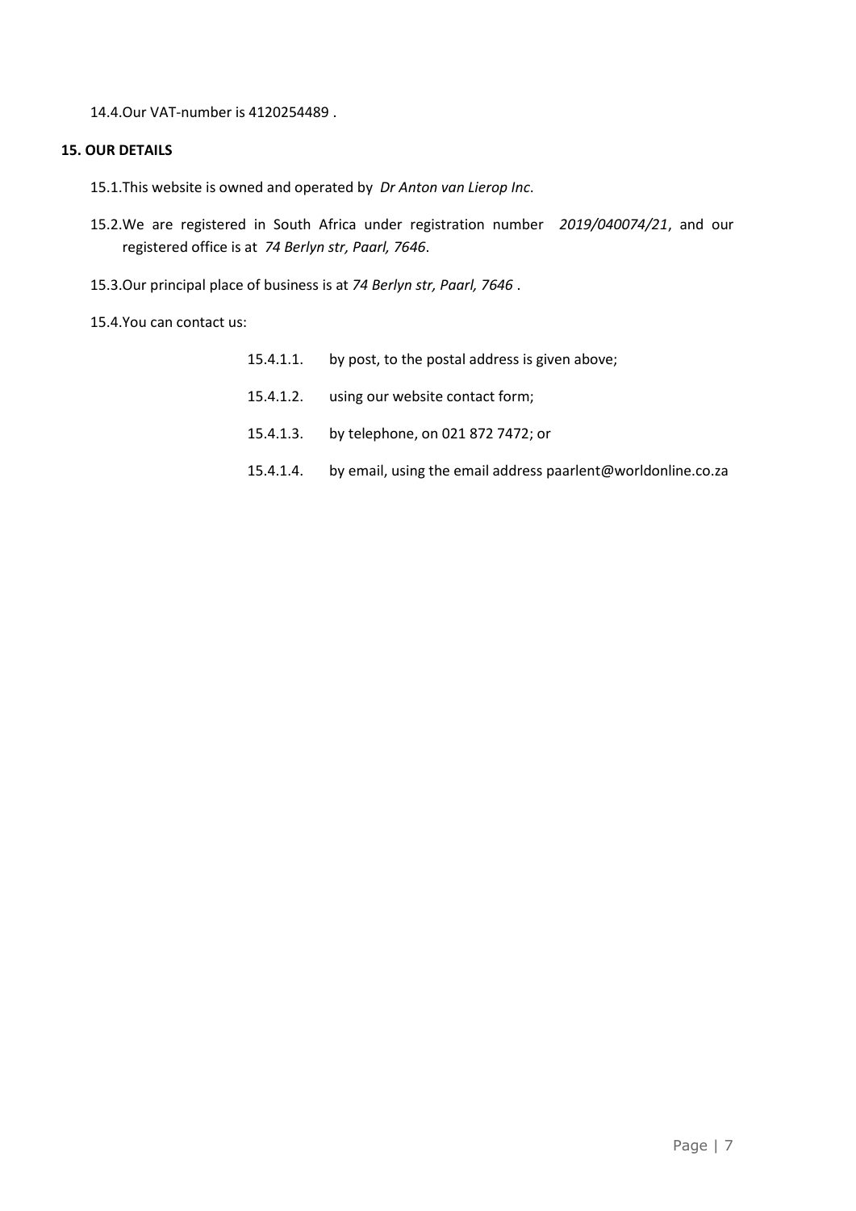14.4.Our VAT-number is 4120254489 .

**15. OUR DETAILS**

15.1.This website is owned and operated by *Dr Anton van Lierop Inc*.

15.2.We are registered in South Africa under registration number *2019/040074/21*, and our registered office is at *74 Berlyn str, Paarl, 7646*.

15.3.Our principal place of business is at *74 Berlyn str, Paarl, 7646* .

15.4.You can contact us:

15.4.1.1. by post, to the postal address is given above;

15.4.1.2. using our website contact form;

15.4.1.3. by telephone, on 021 872 7472; or

15.4.1.4. by email, using the email address paarlent@worldonline.co.za